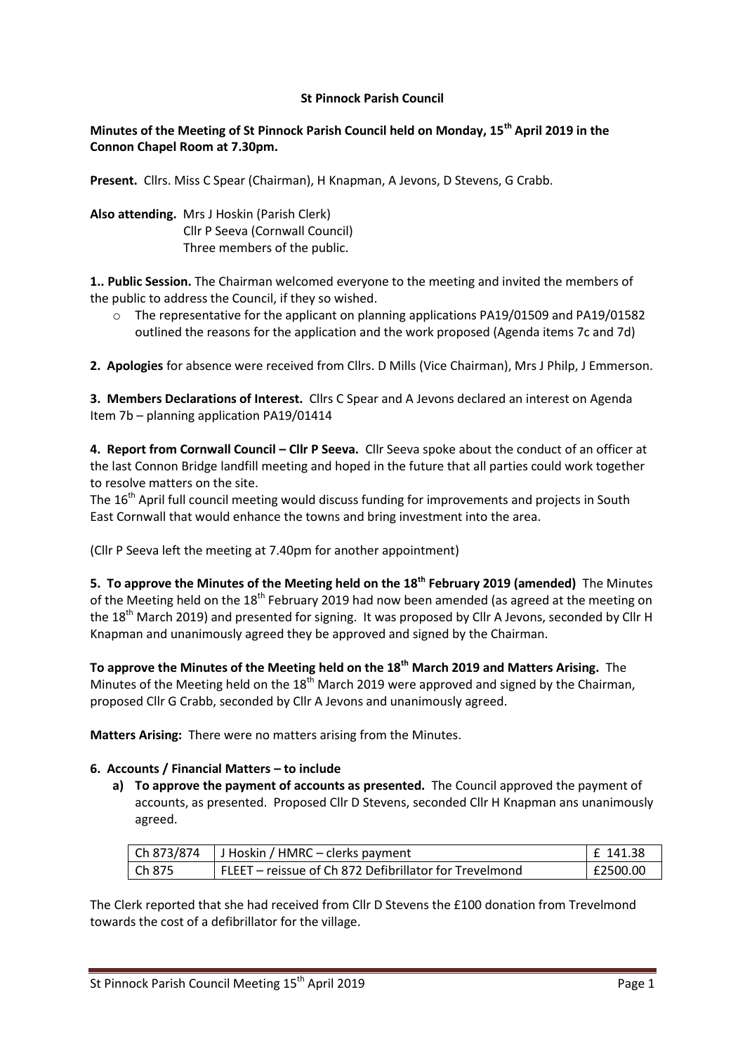**St Pinnock Parish Council**

**Minutes of the Meeting of St Pinnock Parish Council held on Monday, 15th April 2019 in the Connon Chapel Room at 7.30pm.**

**Present.** Cllrs. Miss C Spear (Chairman), H Knapman, A Jevons, D Stevens, G Crabb.

**Also attending.** Mrs J Hoskin (Parish Clerk)
Cllr P Seeva (Cornwall Council)
Three members of the public.

**1.. Public Session.** The Chairman welcomed everyone to the meeting and invited the members of the public to address the Council, if they so wished.

- The representative for the applicant on planning applications PA19/01509 and PA19/01582 outlined the reasons for the application and the work proposed (Agenda items 7c and 7d)

**2. Apologies** for absence were received from Cllrs. D Mills (Vice Chairman), Mrs J Philp, J Emmerson.

**3. Members Declarations of Interest.** Cllrs C Spear and A Jevons declared an interest on Agenda Item 7b – planning application PA19/01414

**4. Report from Cornwall Council – Cllr P Seeva.** Cllr Seeva spoke about the conduct of an officer at the last Connon Bridge landfill meeting and hoped in the future that all parties could work together to resolve matters on the site.
The 16th April full council meeting would discuss funding for improvements and projects in South East Cornwall that would enhance the towns and bring investment into the area.

(Cllr P Seeva left the meeting at 7.40pm for another appointment)

**5. To approve the Minutes of the Meeting held on the 18th February 2019 (amended)** The Minutes of the Meeting held on the 18th February 2019 had now been amended (as agreed at the meeting on the 18th March 2019) and presented for signing. It was proposed by Cllr A Jevons, seconded by Cllr H Knapman and unanimously agreed they be approved and signed by the Chairman.

**To approve the Minutes of the Meeting held on the 18th March 2019 and Matters Arising.** The Minutes of the Meeting held on the 18th March 2019 were approved and signed by the Chairman, proposed Cllr G Crabb, seconded by Cllr A Jevons and unanimously agreed.

**Matters Arising:** There were no matters arising from the Minutes.

**6. Accounts / Financial Matters – to include**

a) **To approve the payment of accounts as presented.** The Council approved the payment of accounts, as presented. Proposed Cllr D Stevens, seconded Cllr H Knapman ans unanimously agreed.

| | | |
|---|---|---|
| Ch 873/874 | J Hoskin / HMRC – clerks payment | £ 141.38 |
| Ch 875 | FLEET – reissue of Ch 872 Defibrillator for Trevelmond | £2500.00 |

The Clerk reported that she had received from Cllr D Stevens the £100 donation from Trevelmond towards the cost of a defibrillator for the village.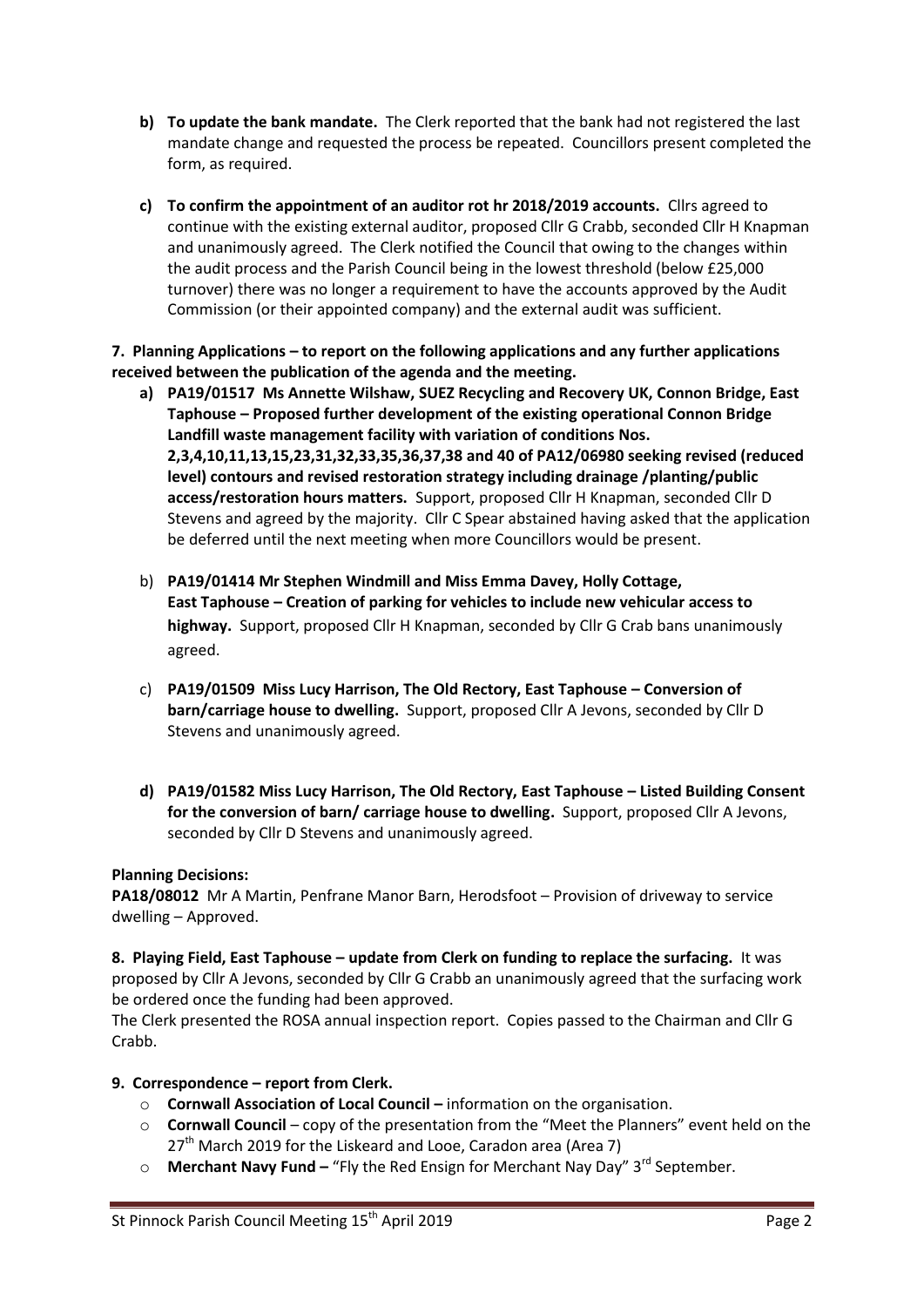- **b) To update the bank mandate.** The Clerk reported that the bank had not registered the last mandate change and requested the process be repeated. Councillors present completed the form, as required.

- **c) To confirm the appointment of an auditor rot hr 2018/2019 accounts.** Cllrs agreed to continue with the existing external auditor, proposed Cllr G Crabb, seconded Cllr H Knapman and unanimously agreed. The Clerk notified the Council that owing to the changes within the audit process and the Parish Council being in the lowest threshold (below £25,000 turnover) there was no longer a requirement to have the accounts approved by the Audit Commission (or their appointed company) and the external audit was sufficient.

**7. Planning Applications – to report on the following applications and any further applications received between the publication of the agenda and the meeting.**

- **a) PA19/01517 Ms Annette Wilshaw, SUEZ Recycling and Recovery UK, Connon Bridge, East Taphouse – Proposed further development of the existing operational Connon Bridge Landfill waste management facility with variation of conditions Nos. 2,3,4,10,11,13,15,23,31,32,33,35,36,37,38 and 40 of PA12/06980 seeking revised (reduced level) contours and revised restoration strategy including drainage /planting/public access/restoration hours matters.** Support, proposed Cllr H Knapman, seconded Cllr D Stevens and agreed by the majority. Cllr C Spear abstained having asked that the application be deferred until the next meeting when more Councillors would be present.

- b) **PA19/01414 Mr Stephen Windmill and Miss Emma Davey, Holly Cottage, East Taphouse – Creation of parking for vehicles to include new vehicular access to highway.** Support, proposed Cllr H Knapman, seconded by Cllr G Crab bans unanimously agreed.

- c) **PA19/01509 Miss Lucy Harrison, The Old Rectory, East Taphouse – Conversion of barn/carriage house to dwelling.** Support, proposed Cllr A Jevons, seconded by Cllr D Stevens and unanimously agreed.

- **d) PA19/01582 Miss Lucy Harrison, The Old Rectory, East Taphouse – Listed Building Consent for the conversion of barn/ carriage house to dwelling.** Support, proposed Cllr A Jevons, seconded by Cllr D Stevens and unanimously agreed.

**Planning Decisions:**

**PA18/08012** Mr A Martin, Penfrane Manor Barn, Herodsfoot – Provision of driveway to service dwelling – Approved.

**8. Playing Field, East Taphouse – update from Clerk on funding to replace the surfacing.** It was proposed by Cllr A Jevons, seconded by Cllr G Crabb an unanimously agreed that the surfacing work be ordered once the funding had been approved.

The Clerk presented the ROSA annual inspection report. Copies passed to the Chairman and Cllr G Crabb.

**9. Correspondence – report from Clerk.**

- **Cornwall Association of Local Council –** information on the organisation.
- **Cornwall Council** – copy of the presentation from the "Meet the Planners" event held on the 27th March 2019 for the Liskeard and Looe, Caradon area (Area 7)
- **Merchant Navy Fund –** "Fly the Red Ensign for Merchant Nay Day" 3rd September.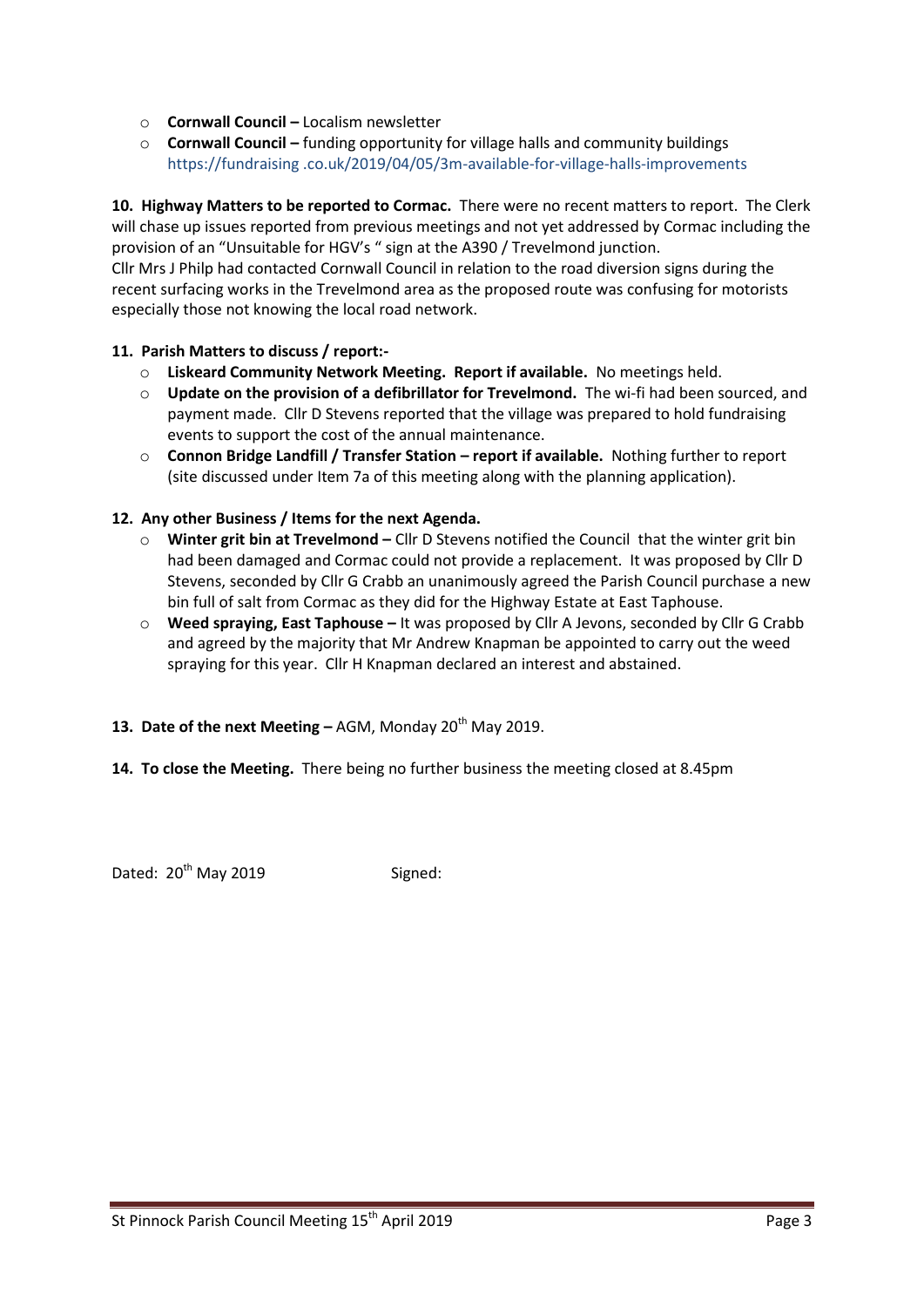- **Cornwall Council –** Localism newsletter
- **Cornwall Council –** funding opportunity for village halls and community buildings https://fundraising .co.uk/2019/04/05/3m-available-for-village-halls-improvements

**10. Highway Matters to be reported to Cormac.** There were no recent matters to report. The Clerk will chase up issues reported from previous meetings and not yet addressed by Cormac including the provision of an "Unsuitable for HGV's " sign at the A390 / Trevelmond junction.
Cllr Mrs J Philp had contacted Cornwall Council in relation to the road diversion signs during the recent surfacing works in the Trevelmond area as the proposed route was confusing for motorists especially those not knowing the local road network.

**11. Parish Matters to discuss / report:-**

- **Liskeard Community Network Meeting. Report if available.** No meetings held.
- **Update on the provision of a defibrillator for Trevelmond.** The wi-fi had been sourced, and payment made. Cllr D Stevens reported that the village was prepared to hold fundraising events to support the cost of the annual maintenance.
- **Connon Bridge Landfill / Transfer Station – report if available.** Nothing further to report (site discussed under Item 7a of this meeting along with the planning application).

**12. Any other Business / Items for the next Agenda.**

- **Winter grit bin at Trevelmond –** Cllr D Stevens notified the Council that the winter grit bin had been damaged and Cormac could not provide a replacement. It was proposed by Cllr D Stevens, seconded by Cllr G Crabb an unanimously agreed the Parish Council purchase a new bin full of salt from Cormac as they did for the Highway Estate at East Taphouse.
- **Weed spraying, East Taphouse –** It was proposed by Cllr A Jevons, seconded by Cllr G Crabb and agreed by the majority that Mr Andrew Knapman be appointed to carry out the weed spraying for this year. Cllr H Knapman declared an interest and abstained.

**13. Date of the next Meeting –** AGM, Monday 20th May 2019.

**14. To close the Meeting.** There being no further business the meeting closed at 8.45pm

Dated: 20th May 2019 Signed: